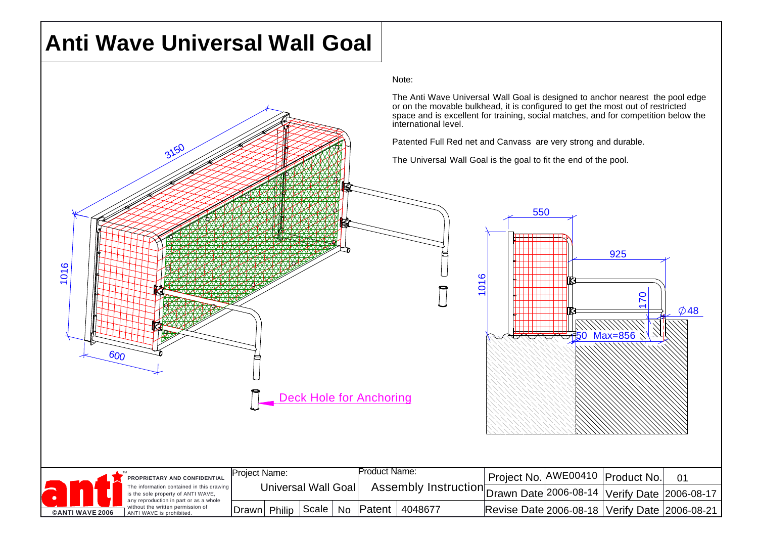# Anti Wave Universal Wall Goal

Note:

The Anti Wave Universal Wall Goal is designed to anchor nearest the pool edge or on the movable bulkhead, it is configured to get the most out of restricted space and is excellent for training, social matches, and for competition below the international level.

Patented Full Red net and Canvass are very strong and durable.

The Universal Wall Goal is the goal to fit the end of the pool.

3150

1016

600

Deck Hole for Anchoring

550

925

1016

170

∅48

50 Max=856

| PROPRIETARY AND CONFIDENTIAL | Project Name: | | Product Name: | | Project No. | AWE00410 | Product No. | 01 |
|---|---|---|---|---|---|---|---|---|
| The information contained in this drawing is the sole property of ANTI WAVE, any reproduction in part or as a whole without the written permission of ANTI WAVE is prohibited. | Universal Wall Goal | | Assembly Instruction | | Drawn Date | 2006-08-14 | Verify Date | 2006-08-17 |
| ©ANTI WAVE 2006 | Drawn | Philip | Scale: No | Patent 4048677 | Revise Date | 2006-08-18 | Verify Date | 2006-08-21 |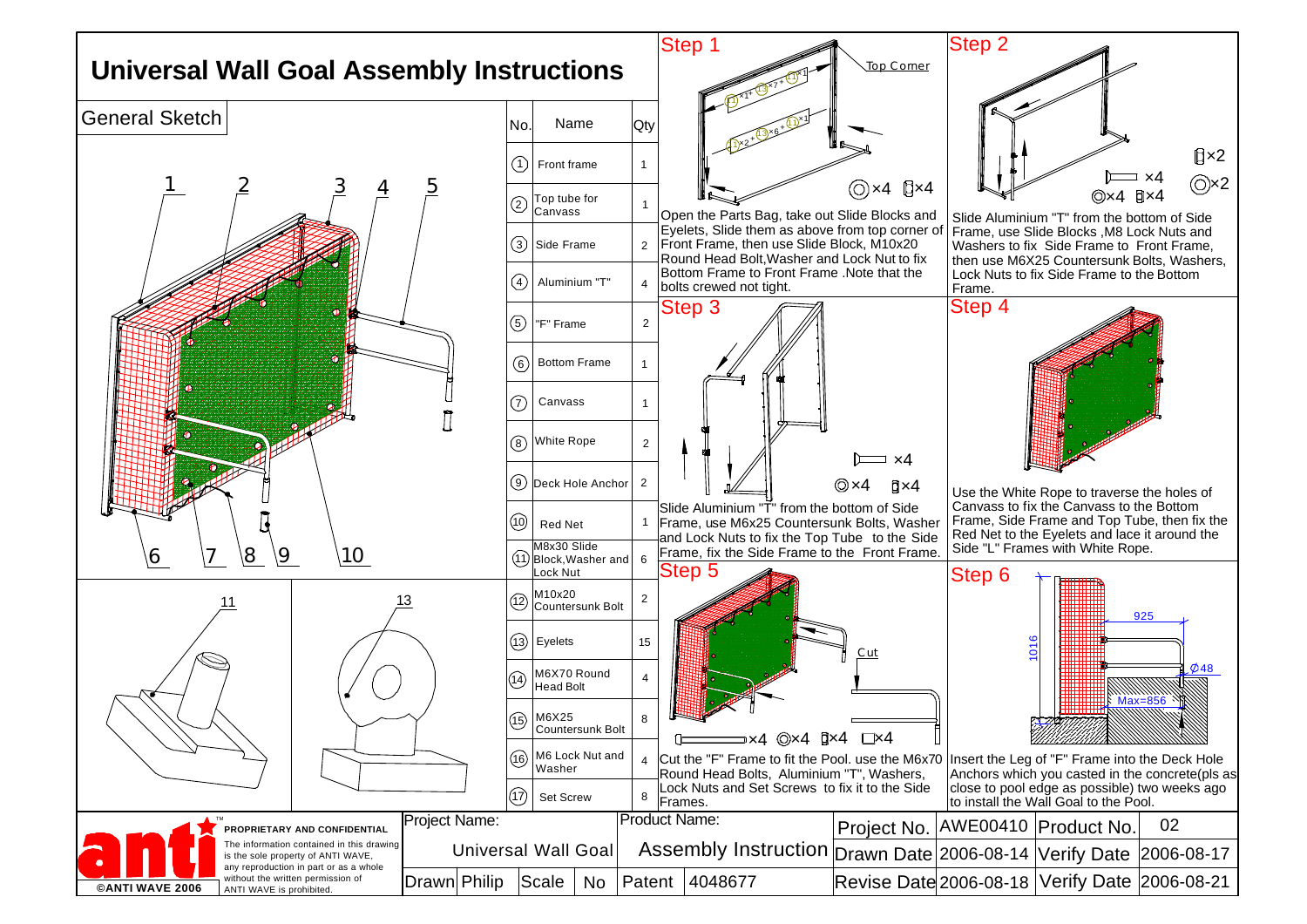# Universal Wall Goal Assembly Instructions

## General Sketch

1 2 3 4 5

6 7 8 9 10

11 13

| No. | Name | Qty |
|---|---|---|
| 1 | Front frame | 1 |
| 2 | Top tube for Canvass | 1 |
| 3 | Side Frame | 2 |
| 4 | Aluminium "T" | 4 |
| 5 | "F" Frame | 2 |
| 6 | Bottom Frame | 1 |
| 7 | Canvass | 1 |
| 8 | White Rope | 2 |
| 9 | Deck Hole Anchor | 2 |
| 10 | Red Net | 1 |
| 11 | M8x30 Slide Block,Washer and Lock Nut | 6 |
| 12 | M10x20 Countersunk Bolt | 2 |
| 13 | Eyelets | 15 |
| 14 | M6X70 Round Head Bolt | 4 |
| 15 | M6X25 Countersunk Bolt | 8 |
| 16 | M6 Lock Nut and Washer | 4 |
| 17 | Set Screw | 8 |

## Step 1

Top Corner

×4 ×4

Open the Parts Bag, take out Slide Blocks and Eyelets, Slide them as above from top corner of Front Frame, then use Slide Block, M10x20 Round Head Bolt,Washer and Lock Nut to fix Bottom Frame to Front Frame .Note that the bolts crewed not tight.

## Step 2

×2 ×4 ×2 ×4 ×4

Slide Aluminium "T" from the bottom of Side Frame, use Slide Blocks ,M8 Lock Nuts and Washers to fix Side Frame to Front Frame, then use M6X25 Countersunk Bolts, Washers, Lock Nuts to fix Side Frame to the Bottom Frame.

## Step 3

×4 ×4 ×4

Slide Aluminium "T" from the bottom of Side Frame, use M6x25 Countersunk Bolts, Washer and Lock Nuts to fix the Top Tube to the Side Frame, fix the Side Frame to the Front Frame.

## Step 4

Use the White Rope to traverse the holes of Canvass to fix the Canvass to the Bottom Frame, Side Frame and Top Tube, then fix the Red Net to the Eyelets and lace it around the Side "L" Frames with White Rope.

## Step 5

Cut

×4 ×4 ×4 ×4

Cut the "F" Frame to fit the Pool. use the M6x70 Round Head Bolts, Aluminium "T", Washers, Lock Nuts and Set Screws to fix it to the Side Frames.

## Step 6

925

1016

Ø48

Max=856

Insert the Leg of "F" Frame into the Deck Hole Anchors which you casted in the concrete(pls as close to pool edge as possible) two weeks ago to install the Wall Goal to the Pool.

---

anti™ ©ANTI WAVE 2006

**PROPRIETARY AND CONFIDENTIAL**
The information contained in this drawing is the sole property of ANTI WAVE, any reproduction in part or as a whole without the written permission of ANTI WAVE is prohibited.

| | | | | | | | |
|---|---|---|---|---|---|---|---|
| Project Name: Universal Wall Goal | | Product Name: Assembly Instruction | | Project No. | AWE00410 | Product No. | 02 |
| | | | | Drawn Date | 2006-08-14 | Verify Date | 2006-08-17 |
| Drawn | Philip | Scale | No | Patent | 4048677 | Revise Date | 2006-08-18 | Verify Date | 2006-08-21 |